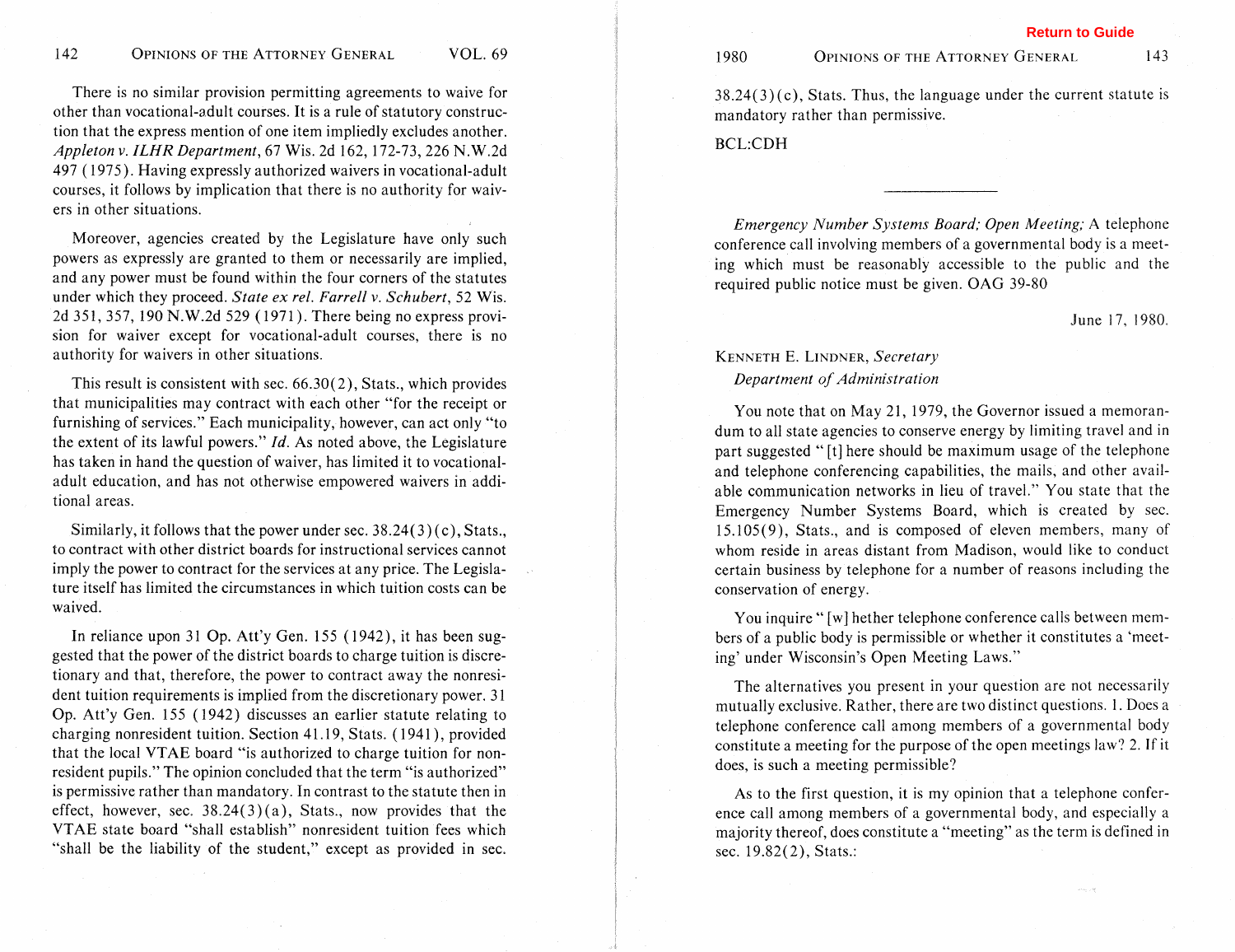There is no similar provision permitting agreements to waive for other than vocational-adult courses. It is a rule of statutory construction that the express mention of one item impliedly excludes another. *Appleton v. ILHR Department*, 67 Wis. 2d 162, 172-73, 226 N.W.2d 497 (1975). Having expressly authorized waivers in vocational-adult courses, it follows by implication that there is no authority for waivers in other situations.

Moreover, agencies created by the Legislature have only such powers as expressly are granted to them or necessarily are implied, and any power must be found within the four corners of the statutes under which they proceed. *State ex rel. Farrell v. Schubert*, 52 Wis. 2d 351, 357, 190 N.W.2d 529 (1971). There being no express provision for waiver except for vocational-adult courses, there is no authority for waivers in other situations.

This result is consistent with sec. 66.30(2), Stats., which provides that municipalities may contract with each other "for the receipt or furnishing of services." Each municipality, however, can act only "to the extent of its lawful powers." *Id.* As noted above, the Legislature has taken in hand the question of waiver, has limited it to vocational-adult education, and has not otherwise empowered waivers in additional areas.

Similarly, it follows that the power under sec. 38.24(3)(c), Stats., to contract with other district boards for instructional services cannot imply the power to contract for the services at any price. The Legislature itself has limited the circumstances in which tuition costs can be waived.

In reliance upon 31 Op. Att'y Gen. 155 (1942), it has been suggested that the power of the district boards to charge tuition is discretionary and that, therefore, the power to contract away the nonresident tuition requirements is implied from the discretionary power. 31 Op. Att'y Gen. 155 (1942) discusses an earlier statute relating to charging nonresident tuition. Section 41.19, Stats. (1941), provided that the local VTAE board "is authorized to charge tuition for nonresident pupils." The opinion concluded that the term "is authorized" is permissive rather than mandatory. In contrast to the statute then in effect, however, sec. 38.24(3)(a), Stats., now provides that the VTAE state board "shall establish" nonresident tuition fees which "shall be the liability of the student," except as provided in sec. 38.24(3)(c), Stats. Thus, the language under the current statute is mandatory rather than permissive.

BCL:CDH

---

*Emergency Number Systems Board; Open Meeting;* A telephone conference call involving members of a governmental body is a meeting which must be reasonably accessible to the public and the required public notice must be given. OAG 39-80

June 17, 1980.

KENNETH E. LINDNER, *Secretary*
*Department of Administration*

You note that on May 21, 1979, the Governor issued a memorandum to all state agencies to conserve energy by limiting travel and in part suggested "[t]here should be maximum usage of the telephone and telephone conferencing capabilities, the mails, and other available communication networks in lieu of travel." You state that the Emergency Number Systems Board, which is created by sec. 15.105(9), Stats., and is composed of eleven members, many of whom reside in areas distant from Madison, would like to conduct certain business by telephone for a number of reasons including the conservation of energy.

You inquire "[w]hether telephone conference calls between members of a public body is permissible or whether it constitutes a 'meeting' under Wisconsin's Open Meeting Laws."

The alternatives you present in your question are not necessarily mutually exclusive. Rather, there are two distinct questions. 1. Does a telephone conference call among members of a governmental body constitute a meeting for the purpose of the open meetings law? 2. If it does, is such a meeting permissible?

As to the first question, it is my opinion that a telephone conference call among members of a governmental body, and especially a majority thereof, does constitute a "meeting" as the term is defined in sec. 19.82(2), Stats.: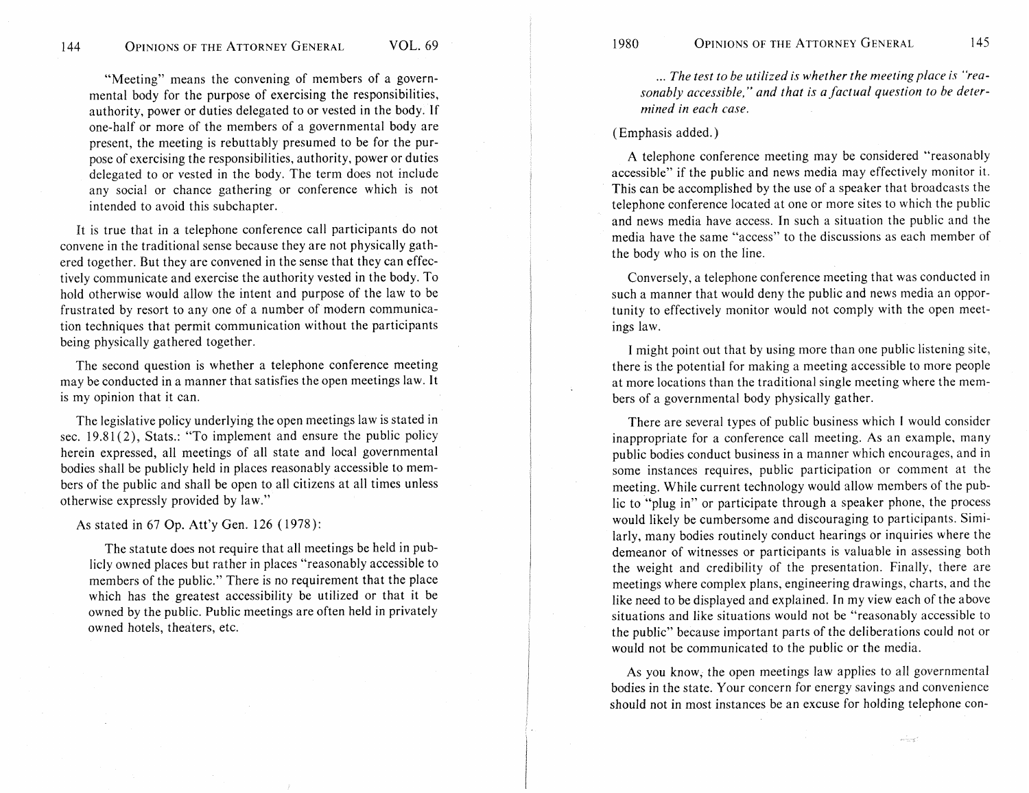> "Meeting" means the convening of members of a governmental body for the purpose of exercising the responsibilities, authority, power or duties delegated to or vested in the body. If one-half or more of the members of a governmental body are present, the meeting is rebuttably presumed to be for the purpose of exercising the responsibilities, authority, power or duties delegated to or vested in the body. The term does not include any social or chance gathering or conference which is not intended to avoid this subchapter.

It is true that in a telephone conference call participants do not convene in the traditional sense because they are not physically gathered together. But they are convened in the sense that they can effectively communicate and exercise the authority vested in the body. To hold otherwise would allow the intent and purpose of the law to be frustrated by resort to any one of a number of modern communication techniques that permit communication without the participants being physically gathered together.

The second question is whether a telephone conference meeting may be conducted in a manner that satisfies the open meetings law. It is my opinion that it can.

The legislative policy underlying the open meetings law is stated in sec. 19.81(2), Stats.: "To implement and ensure the public policy herein expressed, all meetings of all state and local governmental bodies shall be publicly held in places reasonably accessible to members of the public and shall be open to all citizens at all times unless otherwise expressly provided by law."

As stated in 67 Op. Att'y Gen. 126 (1978):

> The statute does not require that all meetings be held in publicly owned places but rather in places "reasonably accessible to members of the public." There is no requirement that the place which has the greatest accessibility be utilized or that it be owned by the public. Public meetings are often held in privately owned hotels, theaters, etc.
>
> ... *The test to be utilized is whether the meeting place is "reasonably accessible," and that is a factual question to be determined in each case.*

(Emphasis added.)

A telephone conference meeting may be considered "reasonably accessible" if the public and news media may effectively monitor it. This can be accomplished by the use of a speaker that broadcasts the telephone conference located at one or more sites to which the public and news media have access. In such a situation the public and the media have the same "access" to the discussions as each member of the body who is on the line.

Conversely, a telephone conference meeting that was conducted in such a manner that would deny the public and news media an opportunity to effectively monitor would not comply with the open meetings law.

I might point out that by using more than one public listening site, there is the potential for making a meeting accessible to more people at more locations than the traditional single meeting where the members of a governmental body physically gather.

There are several types of public business which I would consider inappropriate for a conference call meeting. As an example, many public bodies conduct business in a manner which encourages, and in some instances requires, public participation or comment at the meeting. While current technology would allow members of the public to "plug in" or participate through a speaker phone, the process would likely be cumbersome and discouraging to participants. Similarly, many bodies routinely conduct hearings or inquiries where the demeanor of witnesses or participants is valuable in assessing both the weight and credibility of the presentation. Finally, there are meetings where complex plans, engineering drawings, charts, and the like need to be displayed and explained. In my view each of the above situations and like situations would not be "reasonably accessible to the public" because important parts of the deliberations could not or would not be communicated to the public or the media.

As you know, the open meetings law applies to all governmental bodies in the state. Your concern for energy savings and convenience should not in most instances be an excuse for holding telephone con-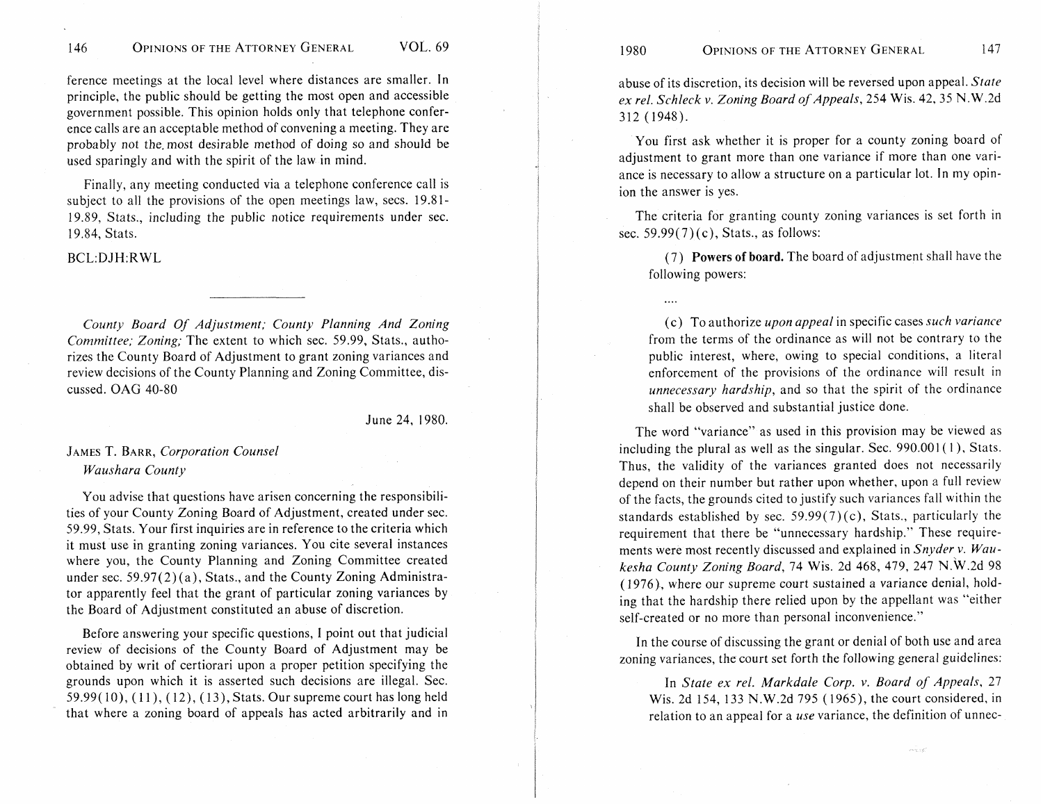ference meetings at the local level where distances are smaller. In principle, the public should be getting the most open and accessible government possible. This opinion holds only that telephone conference calls are an acceptable method of convening a meeting. They are probably not the most desirable method of doing so and should be used sparingly and with the spirit of the law in mind.

Finally, any meeting conducted via a telephone conference call is subject to all the provisions of the open meetings law, secs. 19.81-19.89, Stats., including the public notice requirements under sec. 19.84, Stats.

BCL:DJH:RWL

---

*County Board Of Adjustment; County Planning And Zoning Committee; Zoning;* The extent to which sec. 59.99, Stats., authorizes the County Board of Adjustment to grant zoning variances and review decisions of the County Planning and Zoning Committee, discussed. OAG 40-80

June 24, 1980.

JAMES T. BARR, *Corporation Counsel*
*Waushara County*

You advise that questions have arisen concerning the responsibilities of your County Zoning Board of Adjustment, created under sec. 59.99, Stats. Your first inquiries are in reference to the criteria which it must use in granting zoning variances. You cite several instances where you, the County Planning and Zoning Committee created under sec. 59.97(2)(a), Stats., and the County Zoning Administrator apparently feel that the grant of particular zoning variances by the Board of Adjustment constituted an abuse of discretion.

Before answering your specific questions, I point out that judicial review of decisions of the County Board of Adjustment may be obtained by writ of certiorari upon a proper petition specifying the grounds upon which it is asserted such decisions are illegal. Sec. 59.99(10), (11), (12), (13), Stats. Our supreme court has long held that where a zoning board of appeals has acted arbitrarily and in abuse of its discretion, its decision will be reversed upon appeal. *State ex rel. Schleck v. Zoning Board of Appeals*, 254 Wis. 42, 35 N.W.2d 312 (1948).

You first ask whether it is proper for a county zoning board of adjustment to grant more than one variance if more than one variance is necessary to allow a structure on a particular lot. In my opinion the answer is yes.

The criteria for granting county zoning variances is set forth in sec. 59.99(7)(c), Stats., as follows:

> (7) **Powers of board.** The board of adjustment shall have the following powers:
>
> ....
>
> (c) To authorize *upon appeal* in specific cases *such variance* from the terms of the ordinance as will not be contrary to the public interest, where, owing to special conditions, a literal enforcement of the provisions of the ordinance will result in *unnecessary hardship*, and so that the spirit of the ordinance shall be observed and substantial justice done.

The word "variance" as used in this provision may be viewed as including the plural as well as the singular. Sec. 990.001(1), Stats. Thus, the validity of the variances granted does not necessarily depend on their number but rather upon whether, upon a full review of the facts, the grounds cited to justify such variances fall within the standards established by sec. 59.99(7)(c), Stats., particularly the requirement that there be "unnecessary hardship." These requirements were most recently discussed and explained in *Snyder v. Waukesha County Zoning Board*, 74 Wis. 2d 468, 479, 247 N.W.2d 98 (1976), where our supreme court sustained a variance denial, holding that the hardship there relied upon by the appellant was "either self-created or no more than personal inconvenience."

In the course of discussing the grant or denial of both use and area zoning variances, the court set forth the following general guidelines:

> In *State ex rel. Markdale Corp. v. Board of Appeals*, 27 Wis. 2d 154, 133 N.W.2d 795 (1965), the court considered, in relation to an appeal for a *use* variance, the definition of unnec-